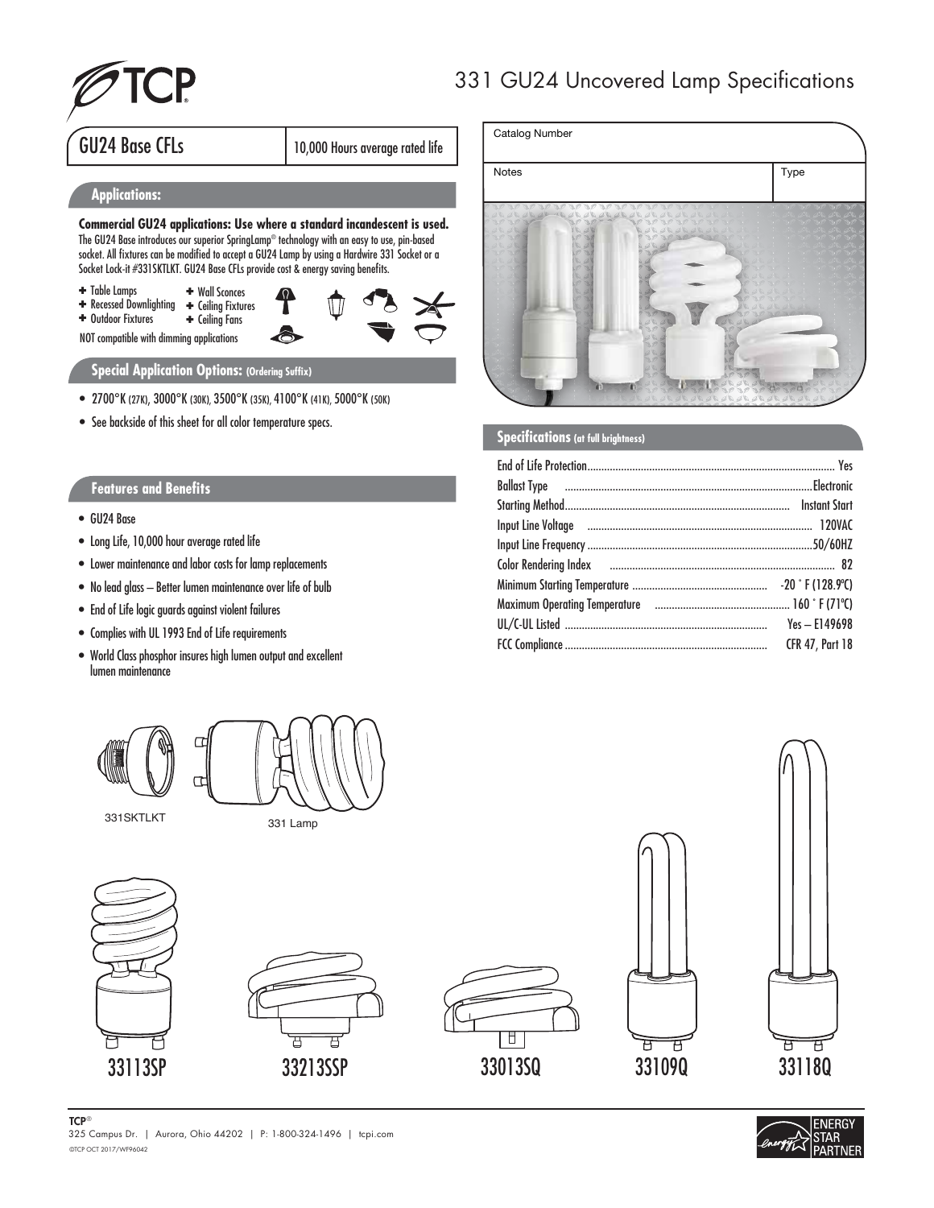# 331 GU24 Uncovered Lamp Specifications

## GU24 Base CFLs

10,000 Hours average rated life

| Catalog Number | |
|---|---|
| Notes | Type |

### Applications:

**Commercial GU24 applications: Use where a standard incandescent is used.**
The GU24 Base introduces our superior SpringLamp® technology with an easy to use, pin-based socket. All fixtures can be modified to accept a GU24 Lamp by using a Hardwire 331 Socket or a Socket Lock-it #331SKTLKT. GU24 Base CFLs provide cost & energy saving benefits.

- Table Lamps
- Recessed Downlighting
- Outdoor Fixtures
- Wall Sconces
- Ceiling Fixtures
- Ceiling Fans

NOT compatible with dimming applications

### Special Application Options: (Ordering Suffix)

- 2700°K (27K), 3000°K (30K), 3500°K (35K), 4100°K (41K), 5000°K (50K)
- See backside of this sheet for all color temperature specs.

### Features and Benefits

- GU24 Base
- Long Life, 10,000 hour average rated life
- Lower maintenance and labor costs for lamp replacements
- No lead glass – Better lumen maintenance over life of bulb
- End of Life logic guards against violent failures
- Complies with UL 1993 End of Life requirements
- World Class phosphor insures high lumen output and excellent lumen maintenance

### Specifications (at full brightness)

| Specification | Value |
|---|---|
| End of Life Protection | Yes |
| Ballast Type | Electronic |
| Starting Method | Instant Start |
| Input Line Voltage | 120VAC |
| Input Line Frequency | 50/60HZ |
| Color Rendering Index | 82 |
| Minimum Starting Temperature | -20 ˚ F (128.9ºC) |
| Maximum Operating Temperature | 160 ˚ F (71ºC) |
| UL/C-UL Listed | Yes – E149698 |
| FCC Compliance | CFR 47, Part 18 |

331SKTLKT

331 Lamp

33113SP

33213SSP

33013SQ

33109Q

33118Q

**TCP®**
325 Campus Dr. | Aurora, Ohio 44202 | P: 1-800-324-1496 | tcpi.com
©TCP OCT 2017/WF96042

ENERGY STAR PARTNER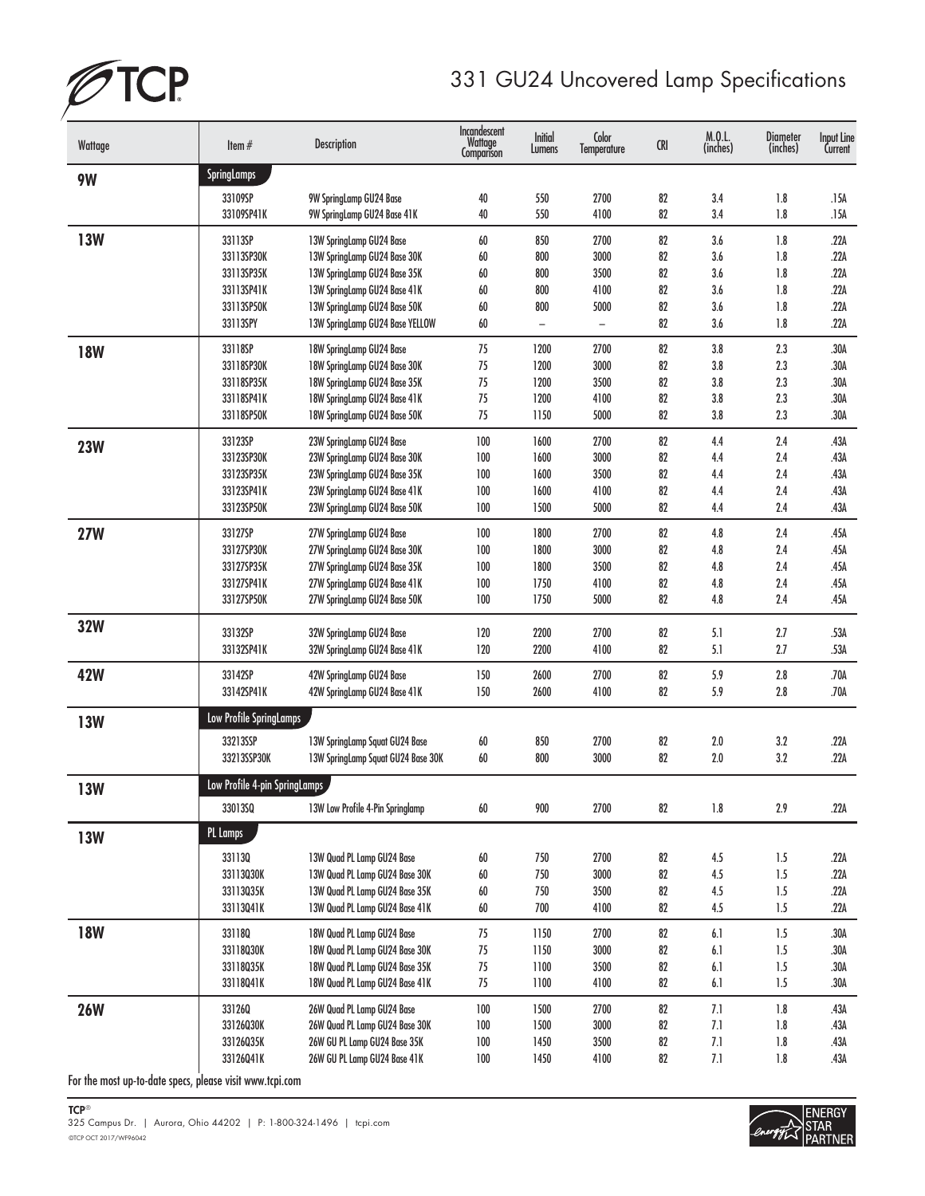# 331 GU24 Uncovered Lamp Specifications

| Wattage | Item # | Description | Incandescent Wattage Comparison | Initial Lumens | Color Temperature | CRI | M.O.L. (inches) | Diameter (inches) | Input Line Current |
|---|---|---|---|---|---|---|---|---|---|
| **9W** | **SpringLamps** | | | | | | | | |
| | 33109SP | 9W SpringLamp GU24 Base | 40 | 550 | 2700 | 82 | 3.4 | 1.8 | .15A |
| | 33109SP41K | 9W SpringLamp GU24 Base 41K | 40 | 550 | 4100 | 82 | 3.4 | 1.8 | .15A |
| **13W** | 33113SP | 13W SpringLamp GU24 Base | 60 | 850 | 2700 | 82 | 3.6 | 1.8 | .22A |
| | 33113SP30K | 13W SpringLamp GU24 Base 30K | 60 | 800 | 3000 | 82 | 3.6 | 1.8 | .22A |
| | 33113SP35K | 13W SpringLamp GU24 Base 35K | 60 | 800 | 3500 | 82 | 3.6 | 1.8 | .22A |
| | 33113SP41K | 13W SpringLamp GU24 Base 41K | 60 | 800 | 4100 | 82 | 3.6 | 1.8 | .22A |
| | 33113SP50K | 13W SpringLamp GU24 Base 50K | 60 | 800 | 5000 | 82 | 3.6 | 1.8 | .22A |
| | 33113SPY | 13W SpringLamp GU24 Base YELLOW | 60 | – | – | 82 | 3.6 | 1.8 | .22A |
| **18W** | 33118SP | 18W SpringLamp GU24 Base | 75 | 1200 | 2700 | 82 | 3.8 | 2.3 | .30A |
| | 33118SP30K | 18W SpringLamp GU24 Base 30K | 75 | 1200 | 3000 | 82 | 3.8 | 2.3 | .30A |
| | 33118SP35K | 18W SpringLamp GU24 Base 35K | 75 | 1200 | 3500 | 82 | 3.8 | 2.3 | .30A |
| | 33118SP41K | 18W SpringLamp GU24 Base 41K | 75 | 1200 | 4100 | 82 | 3.8 | 2.3 | .30A |
| | 33118SP50K | 18W SpringLamp GU24 Base 50K | 75 | 1150 | 5000 | 82 | 3.8 | 2.3 | .30A |
| **23W** | 33123SP | 23W SpringLamp GU24 Base | 100 | 1600 | 2700 | 82 | 4.4 | 2.4 | .43A |
| | 33123SP30K | 23W SpringLamp GU24 Base 30K | 100 | 1600 | 3000 | 82 | 4.4 | 2.4 | .43A |
| | 33123SP35K | 23W SpringLamp GU24 Base 35K | 100 | 1600 | 3500 | 82 | 4.4 | 2.4 | .43A |
| | 33123SP41K | 23W SpringLamp GU24 Base 41K | 100 | 1600 | 4100 | 82 | 4.4 | 2.4 | .43A |
| | 33123SP50K | 23W SpringLamp GU24 Base 50K | 100 | 1500 | 5000 | 82 | 4.4 | 2.4 | .43A |
| **27W** | 33127SP | 27W SpringLamp GU24 Base | 100 | 1800 | 2700 | 82 | 4.8 | 2.4 | .45A |
| | 33127SP30K | 27W SpringLamp GU24 Base 30K | 100 | 1800 | 3000 | 82 | 4.8 | 2.4 | .45A |
| | 33127SP35K | 27W SpringLamp GU24 Base 35K | 100 | 1800 | 3500 | 82 | 4.8 | 2.4 | .45A |
| | 33127SP41K | 27W SpringLamp GU24 Base 41K | 100 | 1750 | 4100 | 82 | 4.8 | 2.4 | .45A |
| | 33127SP50K | 27W SpringLamp GU24 Base 50K | 100 | 1750 | 5000 | 82 | 4.8 | 2.4 | .45A |
| **32W** | 33132SP | 32W SpringLamp GU24 Base | 120 | 2200 | 2700 | 82 | 5.1 | 2.7 | .53A |
| | 33132SP41K | 32W SpringLamp GU24 Base 41K | 120 | 2200 | 4100 | 82 | 5.1 | 2.7 | .53A |
| **42W** | 33142SP | 42W SpringLamp GU24 Base | 150 | 2600 | 2700 | 82 | 5.9 | 2.8 | .70A |
| | 33142SP41K | 42W SpringLamp GU24 Base 41K | 150 | 2600 | 4100 | 82 | 5.9 | 2.8 | .70A |
| **13W** | **Low Profile SpringLamps** | | | | | | | | |
| | 33213SSP | 13W SpringLamp Squat GU24 Base | 60 | 850 | 2700 | 82 | 2.0 | 3.2 | .22A |
| | 33213SSP30K | 13W SpringLamp Squat GU24 Base 30K | 60 | 800 | 3000 | 82 | 2.0 | 3.2 | .22A |
| **13W** | **Low Profile 4-pin SpringLamps** | | | | | | | | |
| | 33013SQ | 13W Low Profile 4-Pin Springlamp | 60 | 900 | 2700 | 82 | 1.8 | 2.9 | .22A |
| **13W** | **PL Lamps** | | | | | | | | |
| | 33113Q | 13W Quad PL Lamp GU24 Base | 60 | 750 | 2700 | 82 | 4.5 | 1.5 | .22A |
| | 33113Q30K | 13W Quad PL Lamp GU24 Base 30K | 60 | 750 | 3000 | 82 | 4.5 | 1.5 | .22A |
| | 33113Q35K | 13W Quad PL Lamp GU24 Base 35K | 60 | 750 | 3500 | 82 | 4.5 | 1.5 | .22A |
| | 33113Q41K | 13W Quad PL Lamp GU24 Base 41K | 60 | 700 | 4100 | 82 | 4.5 | 1.5 | .22A |
| **18W** | 33118Q | 18W Quad PL Lamp GU24 Base | 75 | 1150 | 2700 | 82 | 6.1 | 1.5 | .30A |
| | 33118Q30K | 18W Quad PL Lamp GU24 Base 30K | 75 | 1150 | 3000 | 82 | 6.1 | 1.5 | .30A |
| | 33118Q35K | 18W Quad PL Lamp GU24 Base 35K | 75 | 1100 | 3500 | 82 | 6.1 | 1.5 | .30A |
| | 33118Q41K | 18W Quad PL Lamp GU24 Base 41K | 75 | 1100 | 4100 | 82 | 6.1 | 1.5 | .30A |
| **26W** | 33126Q | 26W Quad PL Lamp GU24 Base | 100 | 1500 | 2700 | 82 | 7.1 | 1.8 | .43A |
| | 33126Q30K | 26W Quad PL Lamp GU24 Base 30K | 100 | 1500 | 3000 | 82 | 7.1 | 1.8 | .43A |
| | 33126Q35K | 26W GU PL Lamp GU24 Base 35K | 100 | 1450 | 3500 | 82 | 7.1 | 1.8 | .43A |
| | 33126Q41K | 26W GU PL Lamp GU24 Base 41K | 100 | 1450 | 4100 | 82 | 7.1 | 1.8 | .43A |

For the most up-to-date specs, please visit www.tcpi.com

TCP®
325 Campus Dr. | Aurora, Ohio 44202 | P: 1-800-324-1496 | tcpi.com
©TCP OCT 2017/WF96042

ENERGY STAR PARTNER